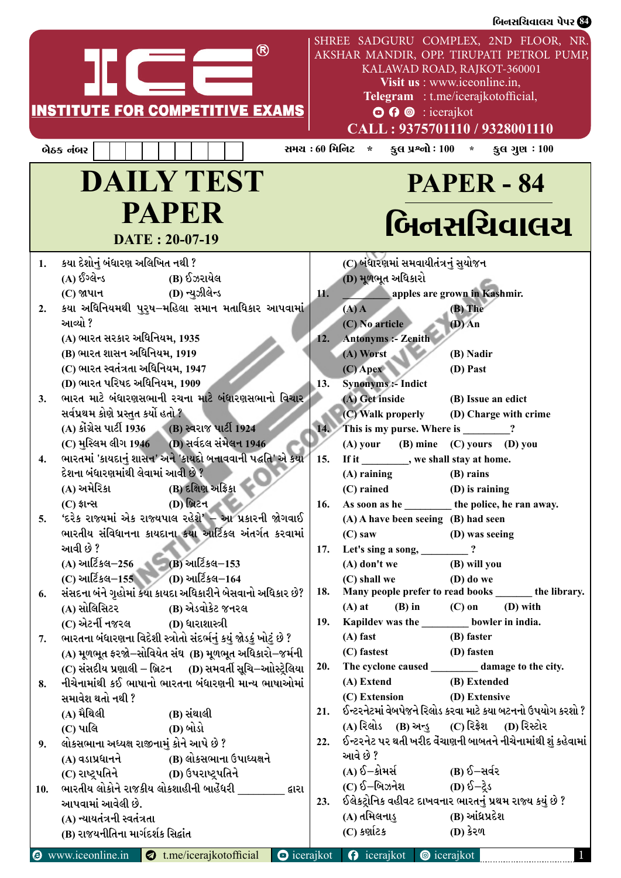**ICE®**
**INSTITUTE FOR COMPETITIVE EXAMS**

SHREE SADGURU COMPLEX, 2ND FLOOR, NR. AKSHAR MANDIR, OPP. TIRUPATI PETROL PUMP, KALAWAD ROAD, RAJKOT-360001
Visit us : www.iceonline.in,
Telegram : t.me/icerajkotofficial,
: icerajkot
CALL : 9375701110 / 9328001110

બેઠક નંબર | સમય : 60 મિનિટ * કુલ પ્રશ્નો : 100 * કુલ ગુણ : 100

# DAILY TEST PAPER

**DATE : 20-07-19**

# PAPER - 84

# બિનસચિવાલય

1. કયા દેશોનું બંધારણ અલિખિત નથી ?
 (A) ઈંગ્લેન્ડ (B) ઈઝરાયેલ
 (C) જાપાન (D) ન્યુઝીલેન્ડ

2. કયા અધિનિયમથી પુરુષ–મહિલા સમાન મતાધિકાર આપવામાં આવ્યો ?
 (A) ભારત સરકાર અધિનિયમ, 1935
 (B) ભારત શાસન અધિનિયમ, 1919
 (C) ભારત સ્વતંત્રતા અધિનિયમ, 1947
 (D) ભારત પરિષદ અધિનિયમ, 1909

3. ભારત માટે બંધારણસભાની રચના માટે બંધારણસભાનો વિચાર સર્વપ્રથમ કોણે પ્રસ્તુત કર્યો હતો ?
 (A) કોંગ્રેસ પાર્ટી 1936 (B) સ્વરાજ પાર્ટી 1924
 (C) મુસ્લિમ લીગ 1946 (D) સર્વદલ સંમેલન 1946

4. ભારતમાં 'કાયદાનું શાસન' અને 'કાયદો બનાવવાની પદ્ધતિ' એ કયા દેશના બંધારણમાંથી લેવામાં આવી છે ?
 (A) અમેરિકા (B) દક્ષિણ આફ્રિકા
 (C) ફ્રાન્સ (D) બ્રિટન

5. 'દરેક રાજ્યમાં એક રાજ્યપાલ રહેશે' – આ પ્રકારની જોગવાઈ ભારતીય સંવિધાનના કાયદાના કયા આર્ટિકલ અંતર્ગત કરવામાં આવી છે ?
 (A) આર્ટિકલ–256 (B) આર્ટિકલ–153
 (C) આર્ટિકલ–155 (D) આર્ટિકલ–164

6. સંસદના બંને ગૃહોમાં કયા કાયદા અધિકારીને બેસવાનો અધિકાર છે?
 (A) સોલિસિટર (B) એડવોકેટ જનરલ
 (C) એટર્ની જનરલ (D) ધારાશાસ્ત્રી

7. ભારતના બંધારણના વિદેશી સ્ત્રોતો સંદર્ભનું કયું જોડકું ખોટું છે ?
 (A) મૂળભૂત ફરજો–સોવિયેત સંઘ (B) મૂળભૂત અધિકારો–જર્મની
 (C) સંસદીય પ્રણાલી – બ્રિટન (D) સમવર્તી સૂચિ–ઓસ્ટ્રેલિયા

8. નીચેનામાંથી કઈ ભાષાનો ભારતના બંધારણની માન્ય ભાષાઓમાં સમાવેશ થતો નથી ?
 (A) મૈથિલી (B) સંથાલી
 (C) પાલિ (D) બોડો

9. લોકસભાના અધ્યક્ષ રાજીનામું કોને આપે છે ?
 (A) વડાપ્રધાનને (B) લોકસભાના ઉપાધ્યક્ષને
 (C) રાષ્ટ્રપતિને (D) ઉપરાષ્ટ્રપતિને

10. ભારતીય લોકોને રાજકીય લોકશાહીની બાહેંધરી ________ દ્વારા આપવામાં આવેલી છે.
 (A) ન્યાયતંત્રની સ્વતંત્રતા
 (B) રાજ્યનીતિના માર્ગદર્શક સિદ્ધાંત
 (C) બંધારણમાં સમવાયીતંત્રનું સુયોજન
 (D) મૂળભૂત અધિકારો

11. ________ apples are grown in Kashmir.
 (A) A (B) The
 (C) No article (D) An

12. Antonyms :- Zenith
 (A) Worst (B) Nadir
 (C) Apex (D) Past

13. Synonyms :- Indict
 (A) Get inside (B) Issue an edict
 (C) Walk properly (D) Charge with crime

14. This is my purse. Where is ________?
 (A) your (B) mine (C) yours (D) you

15. If it ________, we shall stay at home.
 (A) raining (B) rains
 (C) rained (D) is raining

16. As soon as he ________ the police, he ran away.
 (A) A have been seeing (B) had seen
 (C) saw (D) was seeing

17. Let's sing a song, ________ ?
 (A) don't we (B) will you
 (C) shall we (D) do we

18. Many people prefer to read books ________ the library.
 (A) at (B) in (C) on (D) with

19. Kapildev was the ________ bowler in india.
 (A) fast (B) faster
 (C) fastest (D) fasten

20. The cyclone caused ________ damage to the city.
 (A) Extend (B) Extended
 (C) Extension (D) Extensive

21. ઈન્ટરનેટમાં વેબપેજને રિલોડ કરવા માટે કયા બટનનો ઉપયોગ કરશો ?
 (A) રિલોડ (B) અન્ડુ (C) રિફ્રેશ (D) રિસ્ટોર

22. ઈન્ટરનેટ પર થતી ખરીદ વેંચાણની બાબતને નીચેનામાંથી શું કહેવામાં આવે છે ?
 (A) ઈ–કોમર્સ (B) ઈ–સર્વર
 (C) ઈ–બિઝનેશ (D) ઈ–ટ્રેડ

23. ઈલેક્ટ્રોનિક વહીવટ દાખવનાર ભારતનું પ્રથમ રાજ્ય કયું છે ?
 (A) તમિલનાડુ (B) આંધ્રપ્રદેશ
 (C) કર્ણાટક (D) કેરળ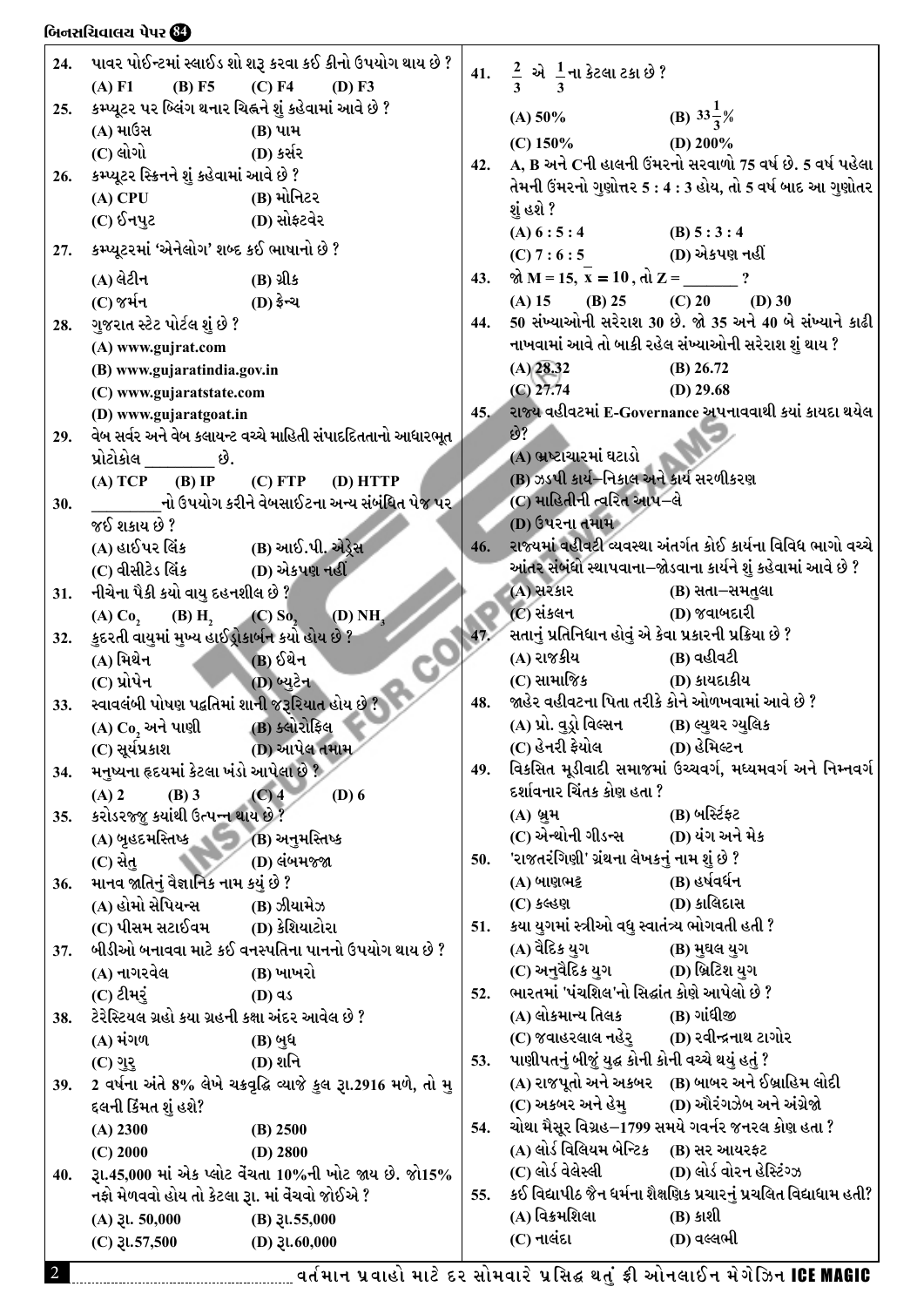24. પાવર પોઈન્ટમાં સ્લાઈડ શો શરૂ કરવા કઈ કીનો ઉપયોગ થાય છે ?
(A) F1 (B) F5 (C) F4 (D) F3

25. કમ્પ્યૂટર પર બ્લિંગ થનાર ચિહ્નને શું કહેવામાં આવે છે ?
(A) માઉસ (B) પામ
(C) લોગો (D) કર્સર

26. કમ્પ્યૂટર સ્ક્રિનને શું કહેવામાં આવે છે ?
(A) CPU (B) મોનિટર
(C) ઈનપુટ (D) સોફ્ટવેર

27. કમ્પ્યૂટરમાં 'એનેલોગ' શબ્દ કઈ ભાષાનો છે ?
(A) લેટીન (B) ગ્રીક
(C) જર્મન (D) ફ્રેન્ચ

28. ગુજરાત સ્ટેટ પોર્ટલ શું છે ?
(A) www.gujrat.com
(B) www.gujaratindia.gov.in
(C) www.gujaratstate.com
(D) www.gujaratgoat.in

29. વેબ સર્વર અને વેબ કલાયન્ટ વચ્ચે માહિતી સંપાદદિતતાનો આધારભૂત પ્રોટોકોલ _________ છે.
(A) TCP (B) IP (C) FTP (D) HTTP

30. _________નો ઉપયોગ કરીને વેબસાઈટના અન્ય સંબંધિત પેજ પર જઈ શકાય છે ?
(A) હાઈપર લિંક (B) આઈ.પી. એડ્રેસ
(C) વીસીટેડ લિંક (D) એકપણ નહીં

31. નીચેના પૈકી કયો વાયુ દહનશીલ છે ?
(A) $Co_2$ (B) $H_2$ (C) $So_2$ (D) $NH_3$

32. કુદરતી વાયુમાં મુખ્ય હાઈડ્રોકાર્બન કયો હોય છે ?
(A) મિથેન (B) ઈથેન
(C) પ્રોપેન (D) બ્યુટેન

33. સ્વાવલંબી પોષણ પદ્ધતિમાં શાની જરૂરિયાત હોય છે ?
(A) $Co_2$ અને પાણી (B) ક્લોરોફિલ
(C) સૂર્યપ્રકાશ (D) આપેલ તમામ

34. મનુષ્યના હૃદયમાં કેટલા ખંડો આપેલા છે ?
(A) 2 (B) 3 (C) 4 (D) 6

35. કરોડરજ્જુ ક્યાંથી ઉત્પન્ન થાય છે ?
(A) બૃહદમસ્તિષ્ક (B) અનુમસ્તિષ્ક
(C) સેતુ (D) લંબમજ્જા

36. માનવ જાતિનું વૈજ્ઞાનિક નામ કયું છે ?
(A) હોમો સેપિયન્સ (B) ઝીયામેઝ
(C) પીસમ સટાઈવમ (D) કેશિયાટોરા

37. બીડીઓ બનાવવા માટે કઈ વનસ્પતિના પાનનો ઉપયોગ થાય છે ?
(A) નાગરવેલ (B) ખાખરો
(C) ટીમરું (D) વડ

38. ટેરેસ્ટિયલ ગ્રહો કયા ગ્રહની કક્ષા અંદર આવેલ છે ?
(A) મંગળ (B) બુધ
(C) ગુરુ (D) શનિ

39. 2 વર્ષના અંતે 8% લેખે ચક્રવૃદ્ધિ વ્યાજે કુલ રૂા.2916 મળે, તો મુદ્દલની કિંમત શું હશે?
(A) 2300 (B) 2500
(C) 2000 (D) 2800

40. રૂા.45,000 માં એક પ્લોટ વેંચતા 10%ની ખોટ જાય છે. જો15% નફો મેળવવો હોય તો કેટલા રૂા. માં વેંચવો જોઈએ ?
(A) રૂા. 50,000 (B) રૂા.55,000
(C) રૂા.57,500 (D) રૂા.60,000

41. $\frac{2}{3}$ એ $\frac{1}{3}$ના કેટલા ટકા છે ?
(A) 50% (B) $33\frac{1}{3}\%$
(C) 150% (D) 200%

42. A, B અને Cની હાલની ઉંમરનો સરવાળો 75 વર્ષ છે. 5 વર્ષ પહેલા તેમની ઉંમરનો ગુણોત્તર 5 : 4 : 3 હોય, તો 5 વર્ષ બાદ આ ગુણોત્તર શું હશે ?
(A) 6 : 5 : 4 (B) 5 : 3 : 4
(C) 7 : 6 : 5 (D) એકપણ નહીં

43. જો M = 15, $\overline{x} = 10$, તો Z = _______ ?
(A) 15 (B) 25 (C) 20 (D) 30

44. 50 સંખ્યાઓની સરેરાશ 30 છે. જો 35 અને 40 બે સંખ્યાને કાઢી નાખવામાં આવે તો બાકી રહેલ સંખ્યાઓની સરેરાશ શું થાય ?
(A) 28.32 (B) 26.72
(C) 27.74 (D) 29.68

45. રાજ્ય વહીવટમાં E-Governance અપનાવવાથી કયાં કાયદા થયેલ છે?
(A) ભ્રષ્ટાચારમાં ઘટાડો
(B) ઝડપી કાર્ય–નિકાલ અને કાર્ય સરળીકરણ
(C) માહિતીની ત્વરિત આપ–લે
(D) ઉપરના તમામ

46. રાજ્યમાં વહીવટી વ્યવસ્થા અંતર્ગત કોઈ કાર્યના વિવિધ ભાગો વચ્ચે આંતર સંબંધો સ્થાપવાના–જોડવાના કાર્યને શું કહેવામાં આવે છે ?
(A) સરકાર (B) સતા–સમતુલા
(C) સંકલન (D) જવાબદારી

47. સતાનું પ્રતિનિધાન હોવું એ કેવા પ્રકારની પ્રક્રિયા છે ?
(A) રાજકીય (B) વહીવટી
(C) સામાજિક (D) કાયદાકીય

48. જાહેર વહીવટના પિતા તરીકે કોને ઓળખવામાં આવે છે ?
(A) પ્રો. વુડ્રો વિલ્સન (B) લ્યુથર ગ્યુલિક
(C) હેનરી ફેયોલ (D) હેમિલ્ટન

49. વિકસિત મૂડીવાદી સમાજમાં ઉચ્ચવર્ગ, મધ્યમવર્ગ અને નિમ્નવર્ગ દર્શાવનાર ચિંતક કોણ હતા ?
(A) બ્રુમ (B) બર્સ્ટિફ્ટ
(C) એન્થોની ગીડન્સ (D) યંગ અને મેક

50. 'રાજતરંગિણી' ગ્રંથના લેખકનું નામ શું છે ?
(A) બાણભટ્ટ (B) હર્ષવર્ધન
(C) કલ્હણ (D) કાલિદાસ

51. કયા યુગમાં સ્ત્રીઓ વધુ સ્વાતંત્ર્ય ભોગવતી હતી ?
(A) વૈદિક યુગ (B) મુઘલ યુગ
(C) અનુવૈદિક યુગ (D) બ્રિટિશ યુગ

52. ભારતમાં 'પંચશિલ'નો સિદ્ધાંત કોણે આપેલો છે ?
(A) લોકમાન્ય તિલક (B) ગાંધીજી
(C) જવાહરલાલ નહેરુ (D) રવીન્દ્રનાથ ટાગોર

53. પાણીપતનું બીજું યુદ્ધ કોની કોની વચ્ચે થયું હતું ?
(A) રાજપૂતો અને અકબર (B) બાબર અને ઈબ્રાહિમ લોદી
(C) અકબર અને હેમુ (D) ઔરંગઝેબ અને અંગ્રેજો

54. ચોથા મૈસૂર વિગ્રહ–1799 સમયે ગવર્નર જનરલ કોણ હતા ?
(A) લોર્ડ વિલિયમ બેન્ટિક (B) સર આયરકૂટ
(C) લોર્ડ વેલેસ્લી (D) લોર્ડ વોરન હેસ્ટિંગ્ઝ

55. કઈ વિદ્યાપીઠ જૈન ધર્મના શૈક્ષણિક પ્રચારનું પ્રચલિત વિદ્યાધામ હતી?
(A) વિક્રમશિલા (B) કાશી
(C) નાલંદા (D) વલ્લભી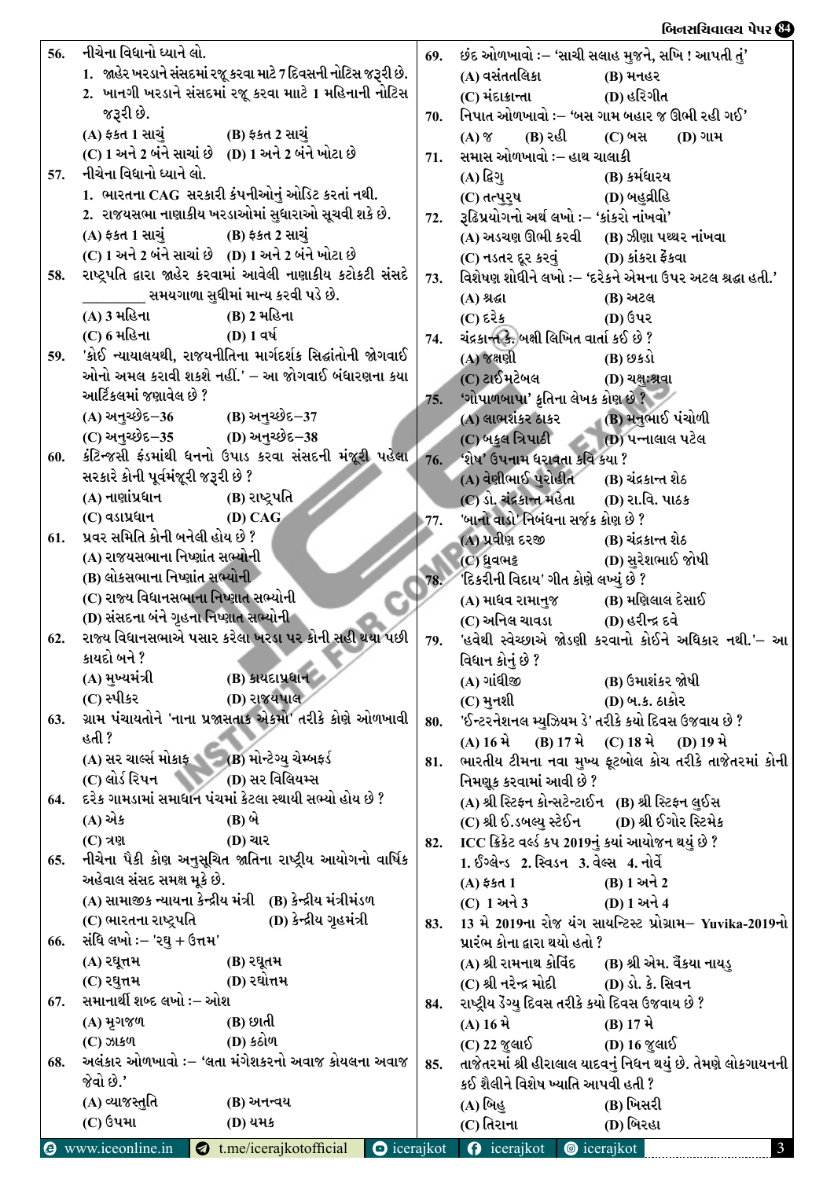56. નીચેના વિધાનો ધ્યાને લો.
1. જાહેર ખરડાને સંસદમાં રજૂ કરવા માટે 7 દિવસની નોટિસ જરૂરી છે.
2. ખાનગી ખરડાને સંસદમાં રજૂ કરવા માટે 1 મહિનાની નોટિસ જરૂરી છે.
(A) ફક્ત 1 સાચું (B) ફક્ત 2 સાચું
(C) 1 અને 2 બંને સાચાં છે (D) 1 અને 2 બંને ખોટા છે

57. નીચેના વિધાનો ધ્યાને લો.
1. ભારતના CAG સરકારી કંપનીઓનું ઓડિટ કરતાં નથી.
2. રાજ્યસભા નાણાકીય ખરડાઓમાં સુધારાઓ સૂચવી શકે છે.
(A) ફક્ત 1 સાચું (B) ફક્ત 2 સાચું
(C) 1 અને 2 બંને સાચાં છે (D) 1 અને 2 બંને ખોટા છે

58. રાષ્ટ્રપતિ દ્વારા જાહેર કરવામાં આવેલી નાણાકીય કટોકટી સંસદે ________ સમયગાળા સુધીમાં માન્ય કરવી પડે છે.
(A) 3 મહિના (B) 2 મહિના
(C) 6 મહિના (D) 1 વર્ષ

59. 'કોઈ ન્યાયાલયથી, રાજ્યનીતિના માર્ગદર્શક સિદ્ધાંતોની જોગવાઈ ઓનો અમલ કરાવી શકશે નહીં.' – આ જોગવાઈ બંધારણના કયા આર્ટિકલમાં જણાવેલ છે ?
(A) અનુચ્છેદ–36 (B) અનુચ્છેદ–37
(C) અનુચ્છેદ–35 (D) અનુચ્છેદ–38

60. કંટિન્જસી ફંડમાંથી ધનનો ઉપાડ કરવા સંસદની મંજૂરી પહેલા સરકારે કોની પૂર્વમંજૂરી જરૂરી છે ?
(A) નાણાંપ્રધાન (B) રાષ્ટ્રપતિ
(C) વડાપ્રધાન (D) CAG

61. પ્રવર સમિતિ કોની બનેલી હોય છે ?
(A) રાજ્યસભાના નિષ્ણાંત સભ્યોની
(B) લોકસભાના નિષ્ણાંત સભ્યોની
(C) રાજ્ય વિધાનસભાના નિષ્ણાત સભ્યોની
(D) સંસદના બંને ગૃહના નિષ્ણાત સભ્યોની

62. રાજ્ય વિધાનસભાએ પસાર કરેલા ખરડા પર કોની સહી થયા પછી કાયદો બને ?
(A) મુખ્યમંત્રી (B) કાયદાપ્રધાન
(C) સ્પીકર (D) રાજ્યપાલ

63. ગ્રામ પંચાયતોને 'નાના પ્રજાસત્તાક એકમો' તરીકે કોણે ઓળખાવી હતી ?
(A) સર ચાર્લ્સ મોકાફ (B) મોન્ટેગ્યુ ચેમ્બફર્ડ
(C) લોર્ડ રિપન (D) સર વિલિયમ્સ

64. દરેક ગામડામાં સમાધાન પંચમાં કેટલા સ્થાયી સભ્યો હોય છે ?
(A) એક (B) બે
(C) ત્રણ (D) ચાર

65. નીચેના પૈકી કોણ અનુસૂચિત જાતિના રાષ્ટ્રીય આયોગનો વાર્ષિક અહેવાલ સંસદ સમક્ષ મૂકે છે.
(A) સામાજીક ન્યાયના કેન્દ્રીય મંત્રી (B) કેન્દ્રીય મંત્રીમંડળ
(C) ભારતના રાષ્ટ્રપતિ (D) કેન્દ્રીય ગૃહમંત્રી

66. સંધિ લખો :– 'રઘુ + ઉત્તમ'
(A) રઘૂત્તમ (B) રઘૂતમ
(C) રઘુત્તમ (D) રઘોત્તમ

67. સમાનાર્થી શબ્દ લખો :– ઓશ
(A) મૃગજળ (B) છાતી
(C) ઝાકળ (D) કઠોળ

68. અલંકાર ઓળખાવો :– 'લતા મંગેશકરનો અવાજ કોયલના અવાજ જેવો છે.'
(A) વ્યાજસ્તુતિ (B) અનન્વય
(C) ઉપમા (D) યમક

69. છંદ ઓળખાવો :– 'સાચી સલાહ મુજને, સખિ ! આપતી તું'
(A) વસંતતિલકા (B) મનહર
(C) મંદાક્રાન્તા (D) હરિગીત

70. નિપાત ઓળખાવો :– 'બસ ગામ બહાર જ ઊભી રહી ગઈ'
(A) જ (B) રહી (C) બસ (D) ગામ

71. સમાસ ઓળખાવો :– હાથ ચાલાકી
(A) દ્વિગુ (B) કર્મધારય
(C) તત્પુરુષ (D) બહુવ્રીહિ

72. રૂઢિપ્રયોગનો અર્થ લખો :– 'કાંકરો નાંખવો'
(A) અડચણ ઊભી કરવી (B) ઝીણા પથ્થર નાંખવા
(C) નડતર દૂર કરવું (D) કાંકરા ફેંકવા

73. વિશેષણ શોધીને લખો :– 'દરેકને એમના ઉપર અટલ શ્રદ્ધા હતી.'
(A) શ્રદ્ધા (B) અટલ
(C) દરેક (D) ઉપર

74. ચંદ્રકાન્ત કે. બક્ષી લિખિત વાર્તા કઈ છે ?
(A) જક્ષણી (B) છકડો
(C) ટાઈમટેબલ (D) ચક્ષુઃશ્રવા

75. 'ગોપાળબાપા' કૃતિના લેખક કોણ છે ?
(A) લાભશંકર ઠાકર (B) મનુભાઈ પંચોળી
(C) બકુલ ત્રિપાઠી (D) પન્નાલાલ પટેલ

76. 'શેષ' ઉપનામ ધરાવતા કવિ કયા ?
(A) વેણીભાઈ પુરોહીત (B) ચંદ્રકાન્ત શેઠ
(C) ડૉ. ચંદ્રકાન્ત મહેતા (D) રા.વિ. પાઠક

77. 'બાનો વાડો' નિબંધના સર્જક કોણ છે ?
(A) પ્રવીણ દરજી (B) ચંદ્રકાન્ત શેઠ
(C) ધ્રુવભટ્ટ (D) સુરેશભાઈ જોષી

78. 'દિકરીની વિદાય' ગીત કોણે લખ્યું છે ?
(A) માધવ રામાનુજ (B) મણિલાલ દેસાઈ
(C) અનિલ ચાવડા (D) હરીન્દ્ર દવે

79. 'હવેથી સ્વેચ્છાએ જોડણી કરવાનો કોઈને અધિકાર નથી.'– આ વિધાન કોનું છે ?
(A) ગાંધીજી (B) ઉમાશંકર જોષી
(C) મુનશી (D) બ.ક. ઠાકોર

80. 'ઈન્ટરનેશનલ મ્યુઝિયમ ડે' તરીકે કયો દિવસ ઉજવાય છે ?
(A) 16 મે (B) 17 મે (C) 18 મે (D) 19 મે

81. ભારતીય ટીમના નવા મુખ્ય ફૂટબોલ કોચ તરીકે તાજેતરમાં કોની નિમણૂક કરવામાં આવી છે ?
(A) શ્રી સ્ટિફન કોન્સટેન્ટાઈન (B) શ્રી સ્ટિફન લુઈસ
(C) શ્રી ઈ.ડબ્લ્યુ સ્ટેઈન (D) શ્રી ઈગોર સ્ટિમેક

82. ICC ક્રિકેટ વર્લ્ડ કપ 2019નું કયાં આયોજન થયું છે ?
1. ઈંગ્લેન્ડ 2. સ્વિડન 3. વેલ્સ 4. નોર્વે
(A) ફક્ત 1 (B) 1 અને 2
(C) 1 અને 3 (D) 1 અને 4

83. 13 મે 2019ના રોજ યંગ સાયન્ટિસ્ટ પ્રોગ્રામ– Yuvika-2019નો પ્રારંભ કોના દ્વારા થયો હતો ?
(A) શ્રી રામનાથ કોવિંદ (B) શ્રી એમ. વૈંકયા નાયડુ
(C) શ્રી નરેન્દ્ર મોદી (D) ડૉ. કે. સિવન

84. રાષ્ટ્રીય ડેંગ્યુ દિવસ તરીકે કયો દિવસ ઉજવાય છે ?
(A) 16 મે (B) 17 મે
(C) 22 જુલાઈ (D) 16 જુલાઈ

85. તાજેતરમાં શ્રી હીરાલાલ યાદવનું નિધન થયું છે. તેમણે લોકગાયનની કઈ શૈલીને વિશેષ ખ્યાતિ આપવી હતી ?
(A) બિહુ (B) બિસરી
(C) તિરાના (D) બિરહા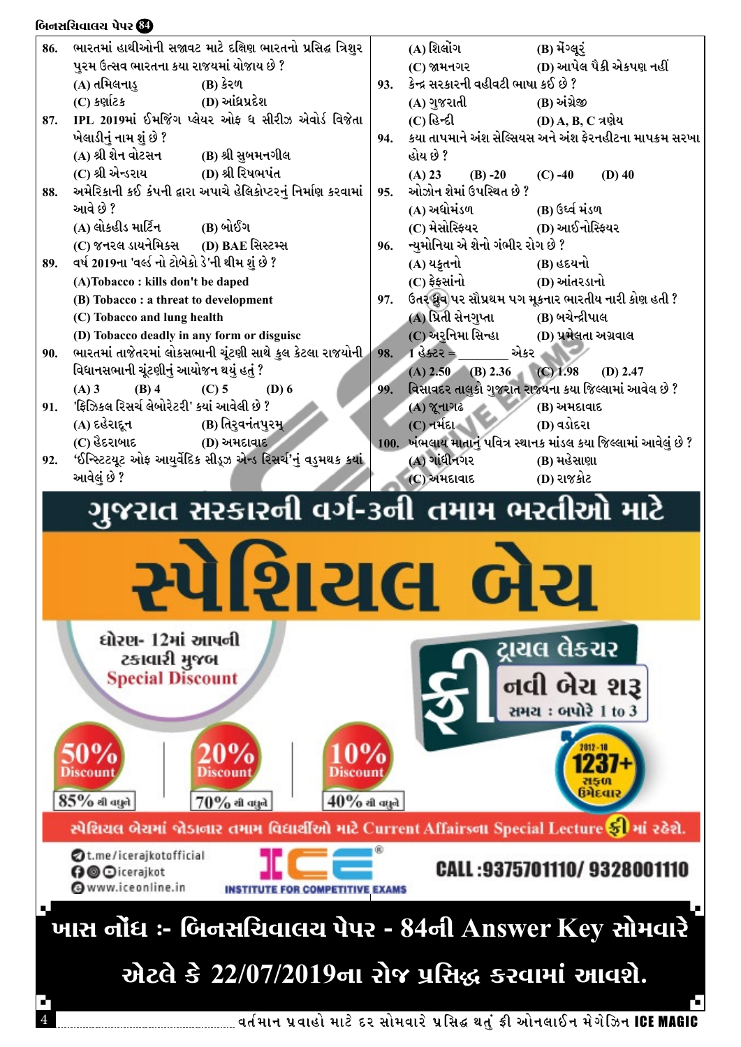86. ભારતમાં હાથીઓની સજાવટ માટે દક્ષિણ ભારતનો પ્રસિદ્ધ ત્રિશુર પુરમ ઉત્સવ ભારતના કયા રાજ્યમાં યોજાય છે ?
(A) તમિલનાડુ (B) કેરળ
(C) કર્ણાટક (D) આંધ્રપ્રદેશ

87. IPL 2019માં ઈમર્જિંગ પ્લેયર ઓફ ધ સીરીઝ એવોર્ડ વિજેતા ખેલાડીનું નામ શું છે ?
(A) શ્રી શેન વોટસન (B) શ્રી સુબમનગીલ
(C) શ્રી એન્ડરાય (D) શ્રી રિષભપંત

88. અમેરિકાની કઈ કંપની દ્વારા અપાચે હેલિકોપ્ટરનું નિર્માણ કરવામાં આવે છે ?
(A) લોકહીડ માર્ટિન (B) બોઈંગ
(C) જનરલ ડાયનેમિક્સ (D) BAE સિસ્ટમ્સ

89. વર્ષ 2019ના 'વર્લ્ડ નો ટોબેકો ડે'ની થીમ શું છે ?
(A)Tobacco : kills don't be daped
(B) Tobacco : a threat to development
(C) Tobacco and lung health
(D) Tobacco deadly in any form or disguisc

90. ભારતમાં તાજેતરમાં લોકસભાની ચૂંટણી સાથે કુલ કેટલા રાજ્યોની વિધાનસભાની ચૂંટણીનું આયોજન થયું હતું ?
(A) 3 (B) 4 (C) 5 (D) 6

91. 'ફિઝિકલ રિસર્ચ લેબોરેટરી' ક્યાં આવેલી છે ?
(A) દહેરાદૂન (B) તિરુવનંતપુરમ્
(C) હૈદરાબાદ (D) અમદાવાદ

92. 'ઈન્સ્ટિટ્યૂટ ઓફ આયુર્વેદિક સીડ્ઝ એન્ડ રિસર્ચ'નું વડુમથક ક્યાં આવેલું છે ?
(A) શિલોંગ (B) મેંગ્લૂરું
(C) જામનગર (D) આપેલ પૈકી એકપણ નહીં

93. કેન્દ્ર સરકારની વહીવટી ભાષા કઈ છે ?
(A) ગુજરાતી (B) અંગ્રેજી
(C) હિન્દી (D) A, B, C ત્રણેય

94. કયા તાપમાને અંશ સેલ્સિયસ અને અંશ ફેરનહીટના માપક્રમ સરખા હોય છે ?
(A) 23 (B) -20 (C) -40 (D) 40

95. ઓઝોન શેમાં ઉપસ્થિત છે ?
(A) અધોમંડળ (B) ઉર્ધ્વ મંડળ
(C) મેસોસ્ફિયર (D) આઈનોસ્ફિયર

96. ન્યુમોનિયા એ શેનો ગંભીર રોગ છે ?
(A) યકૃતનો (B) હૃદયનો
(C) ફેફસાંનો (D) આંતરડાનો

97. ઉત્તર ધ્રુવ પર સૌપ્રથમ પગ મૂકનાર ભારતીય નારી કોણ હતી ?
(A) પ્રિતી સેનગુપ્તા (B) બચેન્દ્રીપાલ
(C) અરુનિમા સિન્હા (D) પ્રમેલતા અગ્રવાલ

98. 1 હેક્ટર = _______ એકર
(A) 2.50 (B) 2.36 (C) 1.98 (D) 2.47

99. વિસાવદર તાલુકો ગુજરાત રાજ્યના કયા જિલ્લામાં આવેલ છે ?
(A) જૂનાગઢ (B) અમદાવાદ
(C) નર્મદા (D) વડોદરા

100. ખંભલાય માતાનું પવિત્ર સ્થાનક માંડલ કયા જિલ્લામાં આવેલું છે ?
(A) ગાંધીનગર (B) મહેસાણા
(C) અમદાવાદ (D) રાજકોટ

## ગુજરાત સરકારની વર્ગ-3ની તમામ ભરતીઓ માટે

# સ્પેશિયલ બેચ

ધોરણ- 12માં આપની ટકાવારી મુજબ **Special Discount**

50% Discount — 85% થી વધુને
20% Discount — 70% થી વધુને
10% Discount — 40% થી વધુને

ફ્રી ટ્રાયલ લેક્ચર
નવી બેચ શરૂ
સમય : બપોરે 1 to 3

2012-18 1237+ સફળ ઉમેદવાર

સ્પેશિયલ બેચમાં જોડાનાર તમામ વિદ્યાર્થીઓ માટે Current Affairsના Special Lecture ફ્રી માં રહેશે.

t.me/icerajkotofficial
icerajkot
www.iceonline.in

ICE® INSTITUTE FOR COMPETITIVE EXAMS

CALL :9375701110/ 9328001110

**ખાસ નોંધ :- બિનસચિવાલય પેપર - 84ની Answer Key સોમવારે એટલે કે 22/07/2019ના રોજ પ્રસિદ્ધ કરવામાં આવશે.**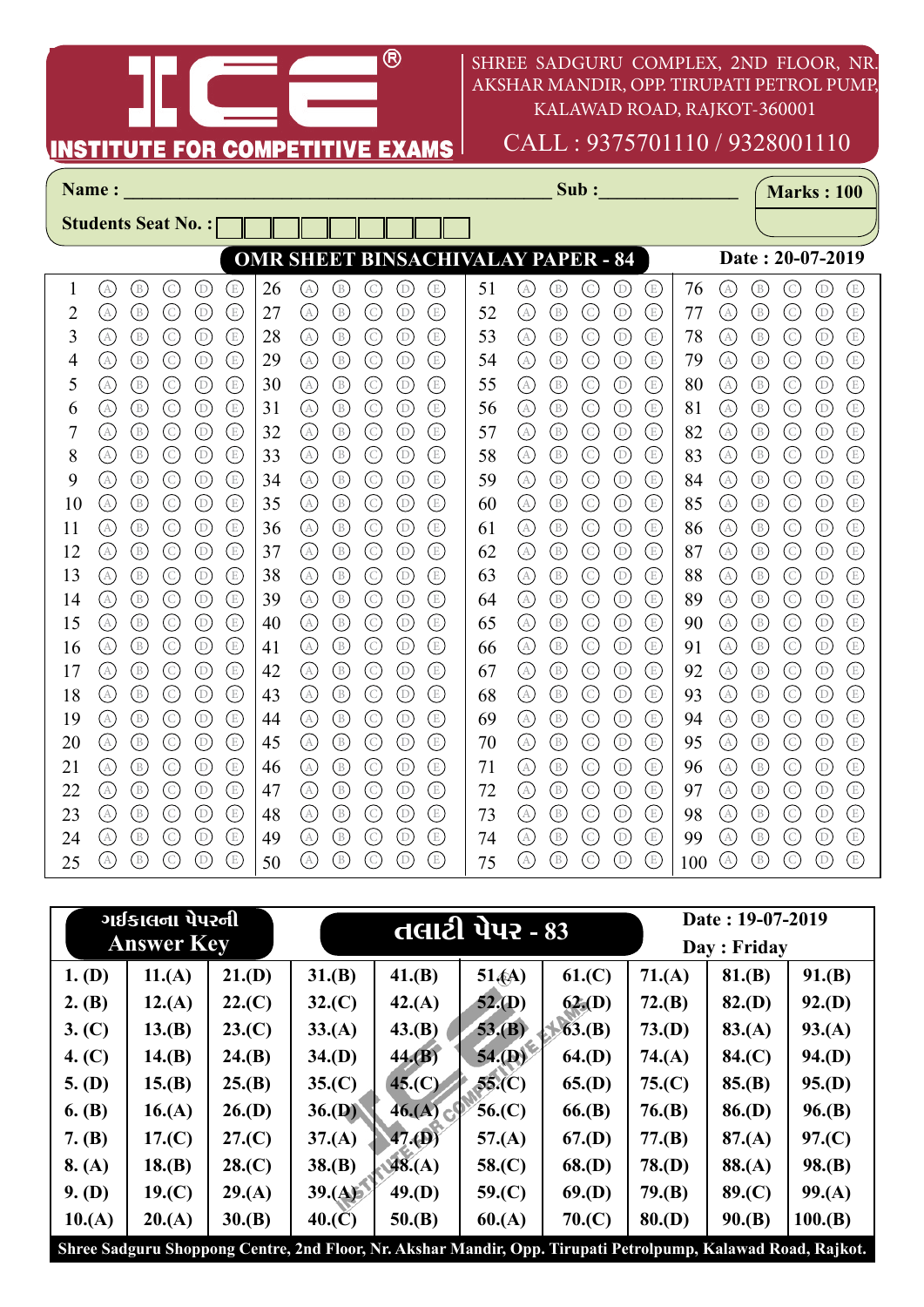# ICE® INSTITUTE FOR COMPETITIVE EXAMS

SHREE SADGURU COMPLEX, 2ND FLOOR, NR. AKSHAR MANDIR, OPP. TIRUPATI PETROL PUMP, KALAWAD ROAD, RAJKOT-360001

CALL : 9375701110 / 9328001110

**Name :** ______________________ **Sub :** ______________ **Marks : 100**

**Students Seat No. :** ☐☐☐☐☐☐☐☐

## OMR SHEET BINSACHIVALAY PAPER - 84

**Date : 20-07-2019**

| | | | |
|---|---|---|---|
| 1 Ⓐ Ⓑ Ⓒ Ⓓ Ⓔ | 26 Ⓐ Ⓑ Ⓒ Ⓓ Ⓔ | 51 Ⓐ Ⓑ Ⓒ Ⓓ Ⓔ | 76 Ⓐ Ⓑ Ⓒ Ⓓ Ⓔ |
| 2 Ⓐ Ⓑ Ⓒ Ⓓ Ⓔ | 27 Ⓐ Ⓑ Ⓒ Ⓓ Ⓔ | 52 Ⓐ Ⓑ Ⓒ Ⓓ Ⓔ | 77 Ⓐ Ⓑ Ⓒ Ⓓ Ⓔ |
| 3 Ⓐ Ⓑ Ⓒ Ⓓ Ⓔ | 28 Ⓐ Ⓑ Ⓒ Ⓓ Ⓔ | 53 Ⓐ Ⓑ Ⓒ Ⓓ Ⓔ | 78 Ⓐ Ⓑ Ⓒ Ⓓ Ⓔ |
| 4 Ⓐ Ⓑ Ⓒ Ⓓ Ⓔ | 29 Ⓐ Ⓑ Ⓒ Ⓓ Ⓔ | 54 Ⓐ Ⓑ Ⓒ Ⓓ Ⓔ | 79 Ⓐ Ⓑ Ⓒ Ⓓ Ⓔ |
| 5 Ⓐ Ⓑ Ⓒ Ⓓ Ⓔ | 30 Ⓐ Ⓑ Ⓒ Ⓓ Ⓔ | 55 Ⓐ Ⓑ Ⓒ Ⓓ Ⓔ | 80 Ⓐ Ⓑ Ⓒ Ⓓ Ⓔ |
| 6 Ⓐ Ⓑ Ⓒ Ⓓ Ⓔ | 31 Ⓐ Ⓑ Ⓒ Ⓓ Ⓔ | 56 Ⓐ Ⓑ Ⓒ Ⓓ Ⓔ | 81 Ⓐ Ⓑ Ⓒ Ⓓ Ⓔ |
| 7 Ⓐ Ⓑ Ⓒ Ⓓ Ⓔ | 32 Ⓐ Ⓑ Ⓒ Ⓓ Ⓔ | 57 Ⓐ Ⓑ Ⓒ Ⓓ Ⓔ | 82 Ⓐ Ⓑ Ⓒ Ⓓ Ⓔ |
| 8 Ⓐ Ⓑ Ⓒ Ⓓ Ⓔ | 33 Ⓐ Ⓑ Ⓒ Ⓓ Ⓔ | 58 Ⓐ Ⓑ Ⓒ Ⓓ Ⓔ | 83 Ⓐ Ⓑ Ⓒ Ⓓ Ⓔ |
| 9 Ⓐ Ⓑ Ⓒ Ⓓ Ⓔ | 34 Ⓐ Ⓑ Ⓒ Ⓓ Ⓔ | 59 Ⓐ Ⓑ Ⓒ Ⓓ Ⓔ | 84 Ⓐ Ⓑ Ⓒ Ⓓ Ⓔ |
| 10 Ⓐ Ⓑ Ⓒ Ⓓ Ⓔ | 35 Ⓐ Ⓑ Ⓒ Ⓓ Ⓔ | 60 Ⓐ Ⓑ Ⓒ Ⓓ Ⓔ | 85 Ⓐ Ⓑ Ⓒ Ⓓ Ⓔ |
| 11 Ⓐ Ⓑ Ⓒ Ⓓ Ⓔ | 36 Ⓐ Ⓑ Ⓒ Ⓓ Ⓔ | 61 Ⓐ Ⓑ Ⓒ Ⓓ Ⓔ | 86 Ⓐ Ⓑ Ⓒ Ⓓ Ⓔ |
| 12 Ⓐ Ⓑ Ⓒ Ⓓ Ⓔ | 37 Ⓐ Ⓑ Ⓒ Ⓓ Ⓔ | 62 Ⓐ Ⓑ Ⓒ Ⓓ Ⓔ | 87 Ⓐ Ⓑ Ⓒ Ⓓ Ⓔ |
| 13 Ⓐ Ⓑ Ⓒ Ⓓ Ⓔ | 38 Ⓐ Ⓑ Ⓒ Ⓓ Ⓔ | 63 Ⓐ Ⓑ Ⓒ Ⓓ Ⓔ | 88 Ⓐ Ⓑ Ⓒ Ⓓ Ⓔ |
| 14 Ⓐ Ⓑ Ⓒ Ⓓ Ⓔ | 39 Ⓐ Ⓑ Ⓒ Ⓓ Ⓔ | 64 Ⓐ Ⓑ Ⓒ Ⓓ Ⓔ | 89 Ⓐ Ⓑ Ⓒ Ⓓ Ⓔ |
| 15 Ⓐ Ⓑ Ⓒ Ⓓ Ⓔ | 40 Ⓐ Ⓑ Ⓒ Ⓓ Ⓔ | 65 Ⓐ Ⓑ Ⓒ Ⓓ Ⓔ | 90 Ⓐ Ⓑ Ⓒ Ⓓ Ⓔ |
| 16 Ⓐ Ⓑ Ⓒ Ⓓ Ⓔ | 41 Ⓐ Ⓑ Ⓒ Ⓓ Ⓔ | 66 Ⓐ Ⓑ Ⓒ Ⓓ Ⓔ | 91 Ⓐ Ⓑ Ⓒ Ⓓ Ⓔ |
| 17 Ⓐ Ⓑ Ⓒ Ⓓ Ⓔ | 42 Ⓐ Ⓑ Ⓒ Ⓓ Ⓔ | 67 Ⓐ Ⓑ Ⓒ Ⓓ Ⓔ | 92 Ⓐ Ⓑ Ⓒ Ⓓ Ⓔ |
| 18 Ⓐ Ⓑ Ⓒ Ⓓ Ⓔ | 43 Ⓐ Ⓑ Ⓒ Ⓓ Ⓔ | 68 Ⓐ Ⓑ Ⓒ Ⓓ Ⓔ | 93 Ⓐ Ⓑ Ⓒ Ⓓ Ⓔ |
| 19 Ⓐ Ⓑ Ⓒ Ⓓ Ⓔ | 44 Ⓐ Ⓑ Ⓒ Ⓓ Ⓔ | 69 Ⓐ Ⓑ Ⓒ Ⓓ Ⓔ | 94 Ⓐ Ⓑ Ⓒ Ⓓ Ⓔ |
| 20 Ⓐ Ⓑ Ⓒ Ⓓ Ⓔ | 45 Ⓐ Ⓑ Ⓒ Ⓓ Ⓔ | 70 Ⓐ Ⓑ Ⓒ Ⓓ Ⓔ | 95 Ⓐ Ⓑ Ⓒ Ⓓ Ⓔ |
| 21 Ⓐ Ⓑ Ⓒ Ⓓ Ⓔ | 46 Ⓐ Ⓑ Ⓒ Ⓓ Ⓔ | 71 Ⓐ Ⓑ Ⓒ Ⓓ Ⓔ | 96 Ⓐ Ⓑ Ⓒ Ⓓ Ⓔ |
| 22 Ⓐ Ⓑ Ⓒ Ⓓ Ⓔ | 47 Ⓐ Ⓑ Ⓒ Ⓓ Ⓔ | 72 Ⓐ Ⓑ Ⓒ Ⓓ Ⓔ | 97 Ⓐ Ⓑ Ⓒ Ⓓ Ⓔ |
| 23 Ⓐ Ⓑ Ⓒ Ⓓ Ⓔ | 48 Ⓐ Ⓑ Ⓒ Ⓓ Ⓔ | 73 Ⓐ Ⓑ Ⓒ Ⓓ Ⓔ | 98 Ⓐ Ⓑ Ⓒ Ⓓ Ⓔ |
| 24 Ⓐ Ⓑ Ⓒ Ⓓ Ⓔ | 49 Ⓐ Ⓑ Ⓒ Ⓓ Ⓔ | 74 Ⓐ Ⓑ Ⓒ Ⓓ Ⓔ | 99 Ⓐ Ⓑ Ⓒ Ⓓ Ⓔ |
| 25 Ⓐ Ⓑ Ⓒ Ⓓ Ⓔ | 50 Ⓐ Ⓑ Ⓒ Ⓓ Ⓔ | 75 Ⓐ Ⓑ Ⓒ Ⓓ Ⓔ | 100 Ⓐ Ⓑ Ⓒ Ⓓ Ⓔ |

## ગઈકાલના પેપરની Answer Key — તલાટી પેપર - 83

**Date : 19-07-2019**
**Day : Friday**

| | | | | | | | | | |
|---|---|---|---|---|---|---|---|---|---|
| 1. (D) | 11.(A) | 21.(D) | 31.(B) | 41.(B) | 51.(A) | 61.(C) | 71.(A) | 81.(B) | 91.(B) |
| 2. (B) | 12.(A) | 22.(C) | 32.(C) | 42.(A) | 52.(D) | 62.(D) | 72.(B) | 82.(D) | 92.(B) |
| 3. (C) | 13.(B) | 23.(C) | 33.(A) | 43.(B) | 53.(B) | 63.(B) | 73.(D) | 83.(A) | 93.(A) |
| 4. (C) | 14.(B) | 24.(B) | 34.(D) | 44.(B) | 54.(D) | 64.(D) | 74.(A) | 84.(C) | 94.(D) |
| 5. (D) | 15.(B) | 25.(B) | 35.(C) | 45.(C) | 55.(C) | 65.(D) | 75.(C) | 85.(B) | 95.(D) |
| 6. (B) | 16.(A) | 26.(D) | 36.(D) | 46.(A) | 56.(C) | 66.(B) | 76.(B) | 86.(D) | 96.(B) |
| 7. (B) | 17.(C) | 27.(C) | 37.(A) | 47.(D) | 57.(A) | 67.(D) | 77.(B) | 87.(A) | 97.(C) |
| 8. (A) | 18.(B) | 28.(C) | 38.(B) | 48.(A) | 58.(C) | 68.(D) | 78.(D) | 88.(A) | 98.(B) |
| 9. (D) | 19.(C) | 29.(A) | 39.(A) | 49.(D) | 59.(C) | 69.(D) | 79.(B) | 89.(C) | 99.(A) |
| 10.(A) | 20.(A) | 30.(B) | 40.(C) | 50.(B) | 60.(A) | 70.(C) | 80.(D) | 90.(B) | 100.(B) |

Shree Sadguru Shoppong Centre, 2nd Floor, Nr. Akshar Mandir, Opp. Tirupati Petrolpump, Kalawad Road, Rajkot.